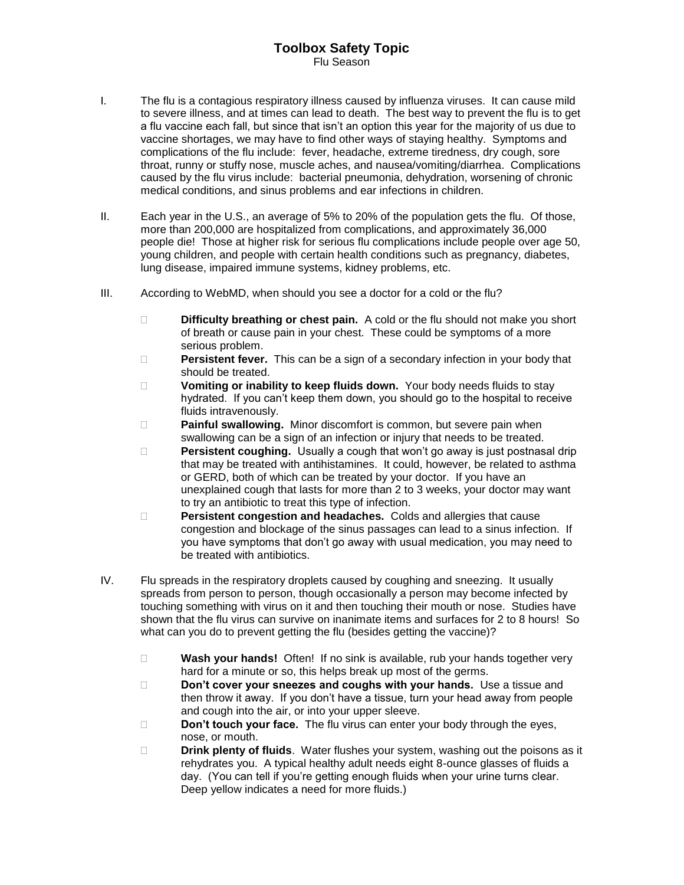# Toolbox Safety Topic

Flu Season

I. The flu is a contagious respiratory illness caused by influenza viruses. It can cause mild to severe illness, and at times can lead to death. The best way to prevent the flu is to get a flu vaccine each fall, but since that isn't an option this year for the majority of us due to vaccine shortages, we may have to find other ways of staying healthy. Symptoms and complications of the flu include: fever, headache, extreme tiredness, dry cough, sore throat, runny or stuffy nose, muscle aches, and nausea/vomiting/diarrhea. Complications caused by the flu virus include: bacterial pneumonia, dehydration, worsening of chronic medical conditions, and sinus problems and ear infections in children.

II. Each year in the U.S., an average of 5% to 20% of the population gets the flu. Of those, more than 200,000 are hospitalized from complications, and approximately 36,000 people die! Those at higher risk for serious flu complications include people over age 50, young children, and people with certain health conditions such as pregnancy, diabetes, lung disease, impaired immune systems, kidney problems, etc.

III. According to WebMD, when should you see a doctor for a cold or the flu?

- **Difficulty breathing or chest pain.** A cold or the flu should not make you short of breath or cause pain in your chest. These could be symptoms of a more serious problem.
- **Persistent fever.** This can be a sign of a secondary infection in your body that should be treated.
- **Vomiting or inability to keep fluids down.** Your body needs fluids to stay hydrated. If you can't keep them down, you should go to the hospital to receive fluids intravenously.
- **Painful swallowing.** Minor discomfort is common, but severe pain when swallowing can be a sign of an infection or injury that needs to be treated.
- **Persistent coughing.** Usually a cough that won't go away is just postnasal drip that may be treated with antihistamines. It could, however, be related to asthma or GERD, both of which can be treated by your doctor. If you have an unexplained cough that lasts for more than 2 to 3 weeks, your doctor may want to try an antibiotic to treat this type of infection.
- **Persistent congestion and headaches.** Colds and allergies that cause congestion and blockage of the sinus passages can lead to a sinus infection. If you have symptoms that don't go away with usual medication, you may need to be treated with antibiotics.

IV. Flu spreads in the respiratory droplets caused by coughing and sneezing. It usually spreads from person to person, though occasionally a person may become infected by touching something with virus on it and then touching their mouth or nose. Studies have shown that the flu virus can survive on inanimate items and surfaces for 2 to 8 hours! So what can you do to prevent getting the flu (besides getting the vaccine)?

- **Wash your hands!** Often! If no sink is available, rub your hands together very hard for a minute or so, this helps break up most of the germs.
- **Don't cover your sneezes and coughs with your hands.** Use a tissue and then throw it away. If you don't have a tissue, turn your head away from people and cough into the air, or into your upper sleeve.
- **Don't touch your face.** The flu virus can enter your body through the eyes, nose, or mouth.
- **Drink plenty of fluids**. Water flushes your system, washing out the poisons as it rehydrates you. A typical healthy adult needs eight 8-ounce glasses of fluids a day. (You can tell if you're getting enough fluids when your urine turns clear. Deep yellow indicates a need for more fluids.)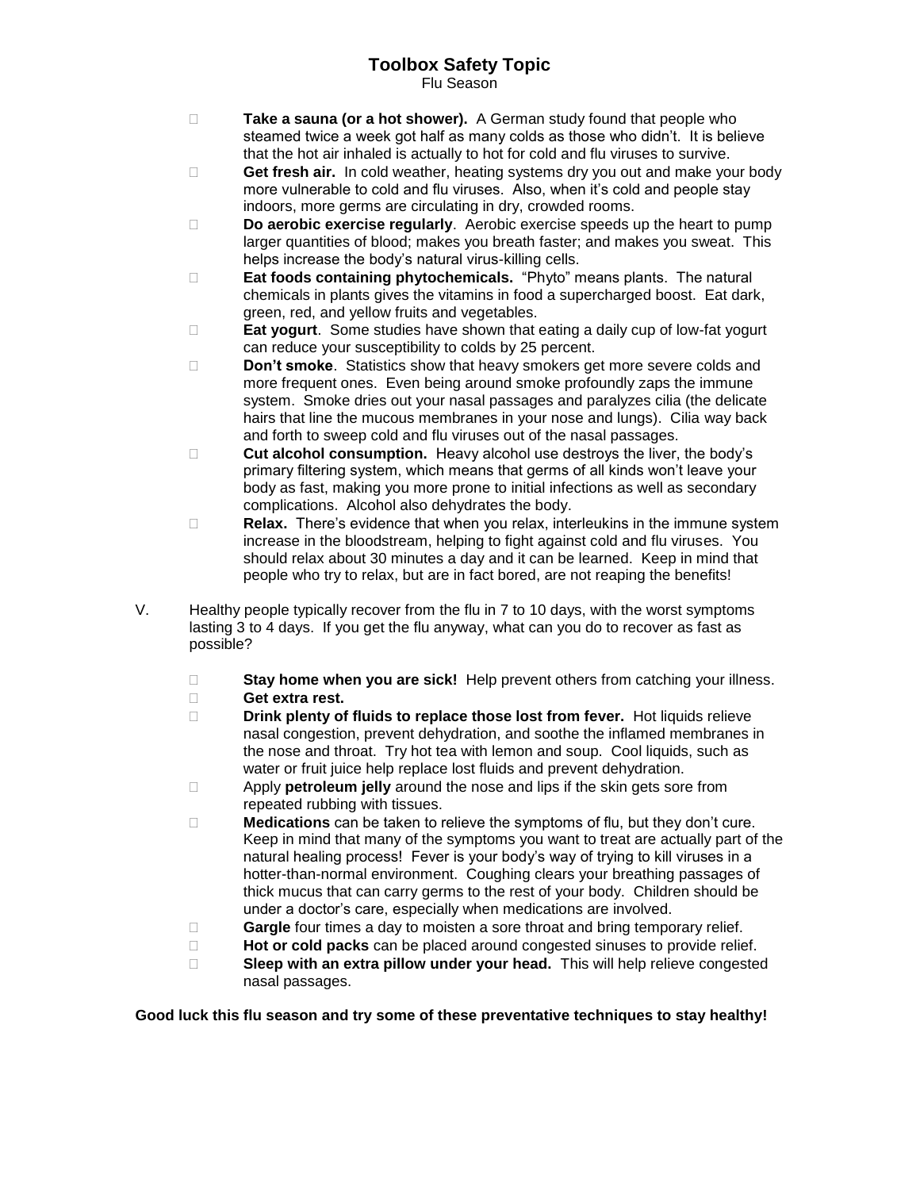- **Take a sauna (or a hot shower).** A German study found that people who steamed twice a week got half as many colds as those who didn't. It is believe that the hot air inhaled is actually to hot for cold and flu viruses to survive.
- **Get fresh air.** In cold weather, heating systems dry you out and make your body more vulnerable to cold and flu viruses. Also, when it's cold and people stay indoors, more germs are circulating in dry, crowded rooms.
- **Do aerobic exercise regularly**. Aerobic exercise speeds up the heart to pump larger quantities of blood; makes you breath faster; and makes you sweat. This helps increase the body's natural virus-killing cells.
- **Eat foods containing phytochemicals.** "Phyto" means plants. The natural chemicals in plants gives the vitamins in food a supercharged boost. Eat dark, green, red, and yellow fruits and vegetables.
- **Eat yogurt**. Some studies have shown that eating a daily cup of low-fat yogurt can reduce your susceptibility to colds by 25 percent.
- **Don't smoke**. Statistics show that heavy smokers get more severe colds and more frequent ones. Even being around smoke profoundly zaps the immune system. Smoke dries out your nasal passages and paralyzes cilia (the delicate hairs that line the mucous membranes in your nose and lungs). Cilia way back and forth to sweep cold and flu viruses out of the nasal passages.
- **Cut alcohol consumption.** Heavy alcohol use destroys the liver, the body's primary filtering system, which means that germs of all kinds won't leave your body as fast, making you more prone to initial infections as well as secondary complications. Alcohol also dehydrates the body.
- **Relax.** There's evidence that when you relax, interleukins in the immune system increase in the bloodstream, helping to fight against cold and flu viruses. You should relax about 30 minutes a day and it can be learned. Keep in mind that people who try to relax, but are in fact bored, are not reaping the benefits!

V. Healthy people typically recover from the flu in 7 to 10 days, with the worst symptoms lasting 3 to 4 days. If you get the flu anyway, what can you do to recover as fast as possible?

- **Stay home when you are sick!** Help prevent others from catching your illness.
- **Get extra rest.**
- **Drink plenty of fluids to replace those lost from fever.** Hot liquids relieve nasal congestion, prevent dehydration, and soothe the inflamed membranes in the nose and throat. Try hot tea with lemon and soup. Cool liquids, such as water or fruit juice help replace lost fluids and prevent dehydration.
- Apply **petroleum jelly** around the nose and lips if the skin gets sore from repeated rubbing with tissues.
- **Medications** can be taken to relieve the symptoms of flu, but they don't cure. Keep in mind that many of the symptoms you want to treat are actually part of the natural healing process! Fever is your body's way of trying to kill viruses in a hotter-than-normal environment. Coughing clears your breathing passages of thick mucus that can carry germs to the rest of your body. Children should be under a doctor's care, especially when medications are involved.
- **Gargle** four times a day to moisten a sore throat and bring temporary relief.
- **Hot or cold packs** can be placed around congested sinuses to provide relief.
- **Sleep with an extra pillow under your head.** This will help relieve congested nasal passages.

**Good luck this flu season and try some of these preventative techniques to stay healthy!**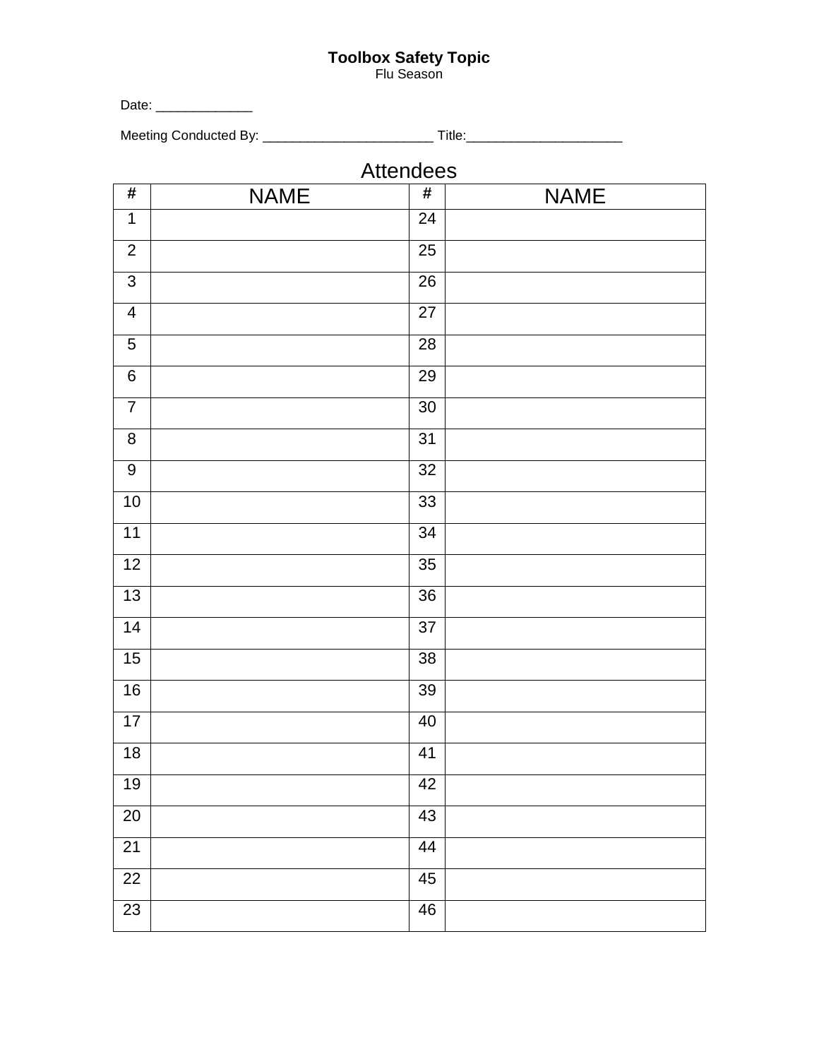**Toolbox Safety Topic**

Flu Season

Date: _____________

Meeting Conducted By: _______________________ Title:_____________________

Attendees

| # | NAME | # | NAME |
|---|---|---|---|
| 1 | | 24 | |
| 2 | | 25 | |
| 3 | | 26 | |
| 4 | | 27 | |
| 5 | | 28 | |
| 6 | | 29 | |
| 7 | | 30 | |
| 8 | | 31 | |
| 9 | | 32 | |
| 10 | | 33 | |
| 11 | | 34 | |
| 12 | | 35 | |
| 13 | | 36 | |
| 14 | | 37 | |
| 15 | | 38 | |
| 16 | | 39 | |
| 17 | | 40 | |
| 18 | | 41 | |
| 19 | | 42 | |
| 20 | | 43 | |
| 21 | | 44 | |
| 22 | | 45 | |
| 23 | | 46 | |